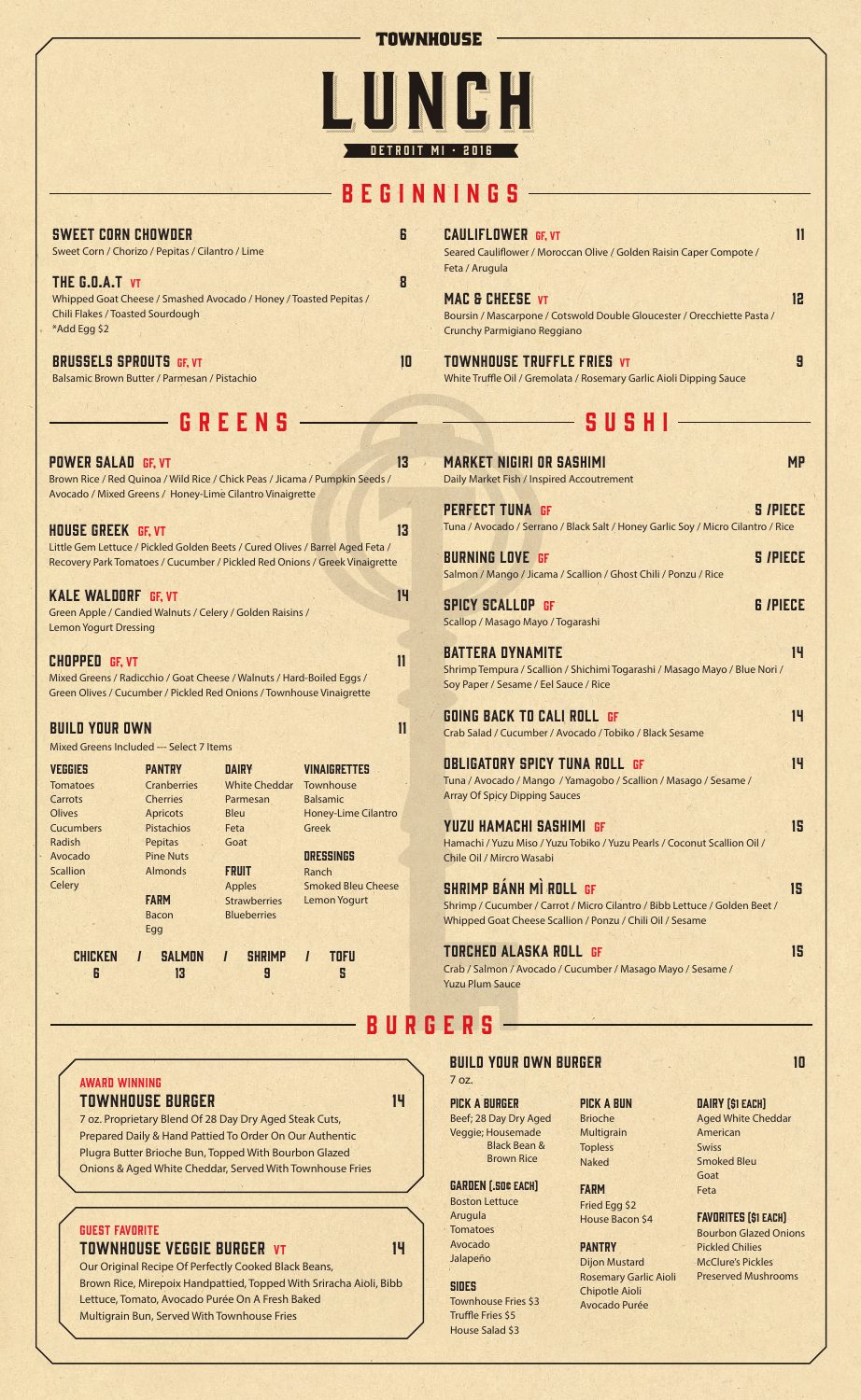TOWNHOUSE

# LUNCH

DETROIT MI · 2016

## BEGINNINGS

### SWEET CORN CHOWDER — 6
Sweet Corn / Chorizo / Pepitas / Cilantro / Lime

### THE G.O.A.T VT — 8
Whipped Goat Cheese / Smashed Avocado / Honey / Toasted Pepitas / Chili Flakes / Toasted Sourdough
*Add Egg $2

### BRUSSELS SPROUTS GF, VT — 10
Balsamic Brown Butter / Parmesan / Pistachio

### CAULIFLOWER GF, VT — 11
Seared Cauliflower / Moroccan Olive / Golden Raisin Caper Compote / Feta / Arugula

### MAC & CHEESE VT — 12
Boursin / Mascarpone / Cotswold Double Gloucester / Orecchiette Pasta / Crunchy Parmigiano Reggiano

### TOWNHOUSE TRUFFLE FRIES VT — 9
White Truffle Oil / Gremolata / Rosemary Garlic Aioli Dipping Sauce

## GREENS

### POWER SALAD GF, VT — 13
Brown Rice / Red Quinoa / Wild Rice / Chick Peas / Jicama / Pumpkin Seeds / Avocado / Mixed Greens / Honey-Lime Cilantro Vinaigrette

### HOUSE GREEK GF, VT — 13
Little Gem Lettuce / Pickled Golden Beets / Cured Olives / Barrel Aged Feta / Recovery Park Tomatoes / Cucumber / Pickled Red Onions / Greek Vinaigrette

### KALE WALDORF GF, VT — 14
Green Apple / Candied Walnuts / Celery / Golden Raisins / Lemon Yogurt Dressing

### CHOPPED GF, VT — 11
Mixed Greens / Radicchio / Goat Cheese / Walnuts / Hard-Boiled Eggs / Green Olives / Cucumber / Pickled Red Onions / Townhouse Vinaigrette

### BUILD YOUR OWN — 11
Mixed Greens Included --- Select 7 Items

**VEGGIES**
- Tomatoes
- Carrots
- Olives
- Cucumbers
- Radish
- Avocado
- Scallion
- Celery

**PANTRY**
- Cranberries
- Cherries
- Apricots
- Pistachios
- Pepitas
- Pine Nuts
- Almonds

**FARM**
- Bacon
- Egg

**DAIRY**
- White Cheddar
- Parmesan
- Bleu
- Feta
- Goat

**FRUIT**
- Apples
- Strawberries
- Blueberries

**VINAIGRETTES**
- Townhouse
- Balsamic
- Honey-Lime Cilantro
- Greek

**DRESSINGS**
- Ranch
- Smoked Bleu Cheese
- Lemon Yogurt

CHICKEN 6 / SALMON 13 / SHRIMP 9 / TOFU 5

## SUSHI

### MARKET NIGIRI OR SASHIMI — MP
Daily Market Fish / Inspired Accoutrement

### PERFECT TUNA GF — 5 /PIECE
Tuna / Avocado / Serrano / Black Salt / Honey Garlic Soy / Micro Cilantro / Rice

### BURNING LOVE GF — 5 /PIECE
Salmon / Mango / Jicama / Scallion / Ghost Chili / Ponzu / Rice

### SPICY SCALLOP GF — 6 /PIECE
Scallop / Masago Mayo / Togarashi

### BATTERA DYNAMITE — 14
Shrimp Tempura / Scallion / Shichimi Togarashi / Masago Mayo / Blue Nori / Soy Paper / Sesame / Eel Sauce / Rice

### GOING BACK TO CALI ROLL GF — 14
Crab Salad / Cucumber / Avocado / Tobiko / Black Sesame

### OBLIGATORY SPICY TUNA ROLL GF — 14
Tuna / Avocado / Mango / Yamagobo / Scallion / Masago / Sesame / Array Of Spicy Dipping Sauces

### YUZU HAMACHI SASHIMI GF — 15
Hamachi / Yuzu Miso / Yuzu Tobiko / Yuzu Pearls / Coconut Scallion Oil / Chile Oil / Mircro Wasabi

### SHRIMP BÁNH MÌ ROLL GF — 15
Shrimp / Cucumber / Carrot / Micro Cilantro / Bibb Lettuce / Golden Beet / Whipped Goat Cheese Scallion / Ponzu / Chili Oil / Sesame

### TORCHED ALASKA ROLL GF — 15
Crab / Salmon / Avocado / Cucumber / Masago Mayo / Sesame / Yuzu Plum Sauce

## BURGERS

AWARD WINNING
### TOWNHOUSE BURGER — 14
7 oz. Proprietary Blend Of 28 Day Dry Aged Steak Cuts, Prepared Daily & Hand Pattied To Order On Our Authentic Plugra Butter Brioche Bun, Topped With Bourbon Glazed Onions & Aged White Cheddar, Served With Townhouse Fries

GUEST FAVORITE
### TOWNHOUSE VEGGIE BURGER VT — 14
Our Original Recipe Of Perfectly Cooked Black Beans, Brown Rice, Mirepoix Handpattied, Topped With Sriracha Aioli, Bibb Lettuce, Tomato, Avocado Purée On A Fresh Baked Multigrain Bun, Served With Townhouse Fries

### BUILD YOUR OWN BURGER — 10
7 oz.

**PICK A BURGER**
- Beef; 28 Day Dry Aged
- Veggie; Housemade Black Bean & Brown Rice

**GARDEN (.50¢ EACH)**
- Boston Lettuce
- Arugula
- Tomatoes
- Avocado
- Jalapeño

**SIDES**
- Townhouse Fries $3
- Truffle Fries $5
- House Salad $3

**PICK A BUN**
- Brioche
- Multigrain
- Topless
- Naked

**FARM**
- Fried Egg $2
- House Bacon $4

**PANTRY**
- Dijon Mustard
- Rosemary Garlic Aioli
- Chipotle Aioli
- Avocado Purée

**DAIRY ($1 EACH)**
- Aged White Cheddar
- American
- Swiss
- Smoked Bleu
- Goat
- Feta

**FAVORITES ($1 EACH)**
- Bourbon Glazed Onions
- Pickled Chilies
- McClure's Pickles
- Preserved Mushrooms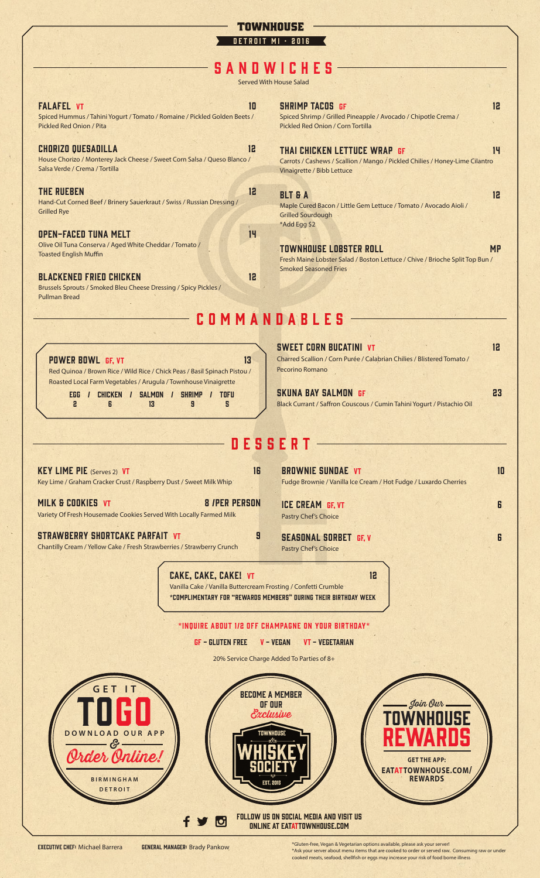# TOWNHOUSE

DETROIT MI · 2016

## SANDWICHES

Served With House Salad

**FALAFEL** VT — 10
Spiced Hummus / Tahini Yogurt / Tomato / Romaine / Pickled Golden Beets / Pickled Red Onion / Pita

**CHORIZO QUESADILLA** — 12
House Chorizo / Monterey Jack Cheese / Sweet Corn Salsa / Queso Blanco / Salsa Verde / Crema / Tortilla

**THE RUEBEN** — 12
Hand-Cut Corned Beef / Brinery Sauerkraut / Swiss / Russian Dressing / Grilled Rye

**OPEN-FACED TUNA MELT** — 14
Olive Oil Tuna Conserva / Aged White Cheddar / Tomato / Toasted English Muffin

**BLACKENED FRIED CHICKEN** — 12
Brussels Sprouts / Smoked Bleu Cheese Dressing / Spicy Pickles / Pullman Bread

**SHRIMP TACOS** GF — 12
Spiced Shrimp / Grilled Pineapple / Avocado / Chipotle Crema / Pickled Red Onion / Corn Tortilla

**THAI CHICKEN LETTUCE WRAP** GF — 14
Carrots / Cashews / Scallion / Mango / Pickled Chilies / Honey-Lime Cilantro Vinaigrette / Bibb Lettuce

**BLT & A** — 12
Maple Cured Bacon / Little Gem Lettuce / Tomato / Avocado Aioli / Grilled Sourdough
*Add Egg $2

**TOWNHOUSE LOBSTER ROLL** — MP
Fresh Maine Lobster Salad / Boston Lettuce / Chive / Brioche Split Top Bun / Smoked Seasoned Fries

## COMMANDABLES

**POWER BOWL** GF, VT — 13
Red Quinoa / Brown Rice / Wild Rice / Chick Peas / Basil Spinach Pistou / Roasted Local Farm Vegetables / Arugula / Townhouse Vinaigrette

| EGG | CHICKEN | SALMON | SHRIMP | TOFU |
|---|---|---|---|---|
| 2 | 6 | 13 | 9 | 5 |

**SWEET CORN BUCATINI** VT — 12
Charred Scallion / Corn Purée / Calabrian Chilies / Blistered Tomato / Pecorino Romano

**SKUNA BAY SALMON** GF — 23
Black Currant / Saffron Couscous / Cumin Tahini Yogurt / Pistachio Oil

## DESSERT

**KEY LIME PIE** (Serves 2) VT — 16
Key Lime / Graham Cracker Crust / Raspberry Dust / Sweet Milk Whip

**MILK & COOKIES** VT — 8 /PER PERSON
Variety Of Fresh Housemade Cookies Served With Locally Farmed Milk

**STRAWBERRY SHORTCAKE PARFAIT** VT — 9
Chantilly Cream / Yellow Cake / Fresh Strawberries / Strawberry Crunch

**BROWNIE SUNDAE** VT — 10
Fudge Brownie / Vanilla Ice Cream / Hot Fudge / Luxardo Cherries

**ICE CREAM** GF, VT — 6
Pastry Chef's Choice

**SEASONAL SORBET** GF, V — 6
Pastry Chef's Choice

**CAKE, CAKE, CAKE!** VT — 12
Vanilla Cake / Vanilla Buttercream Frosting / Confetti Crumble
*COMPLIMENTARY FOR "REWARDS MEMBERS" DURING THEIR BIRTHDAY WEEK

*INQUIRE ABOUT 1/2 OFF CHAMPAGNE ON YOUR BIRTHDAY*

GF – GLUTEN FREE V – VEGAN VT – VEGETARIAN

20% Service Charge Added To Parties of 8+

GET IT TOGO
DOWNLOAD OUR APP & Order Online!
BIRMINGHAM
DETROIT

BECOME A MEMBER OF OUR *Exclusive* TOWNHOUSE WHISKEY SOCIETY
EST. 2016

*Join Our* TOWNHOUSE REWARDS
GET THE APP: EATATTOWNHOUSE.COM/REWARDS

FOLLOW US ON SOCIAL MEDIA AND VISIT US ONLINE AT EATATTOWNHOUSE.COM

**EXECUTIVE CHEF:** Michael Barrera **GENERAL MANAGER:** Brady Pankow

*Gluten-free, Vegan & Vegetarian options available, please ask your server!
*Ask your server about menu items that are cooked to order or served raw. Consuming raw or under cooked meats, seafood, shellfish or eggs may increase your risk of food borne illness